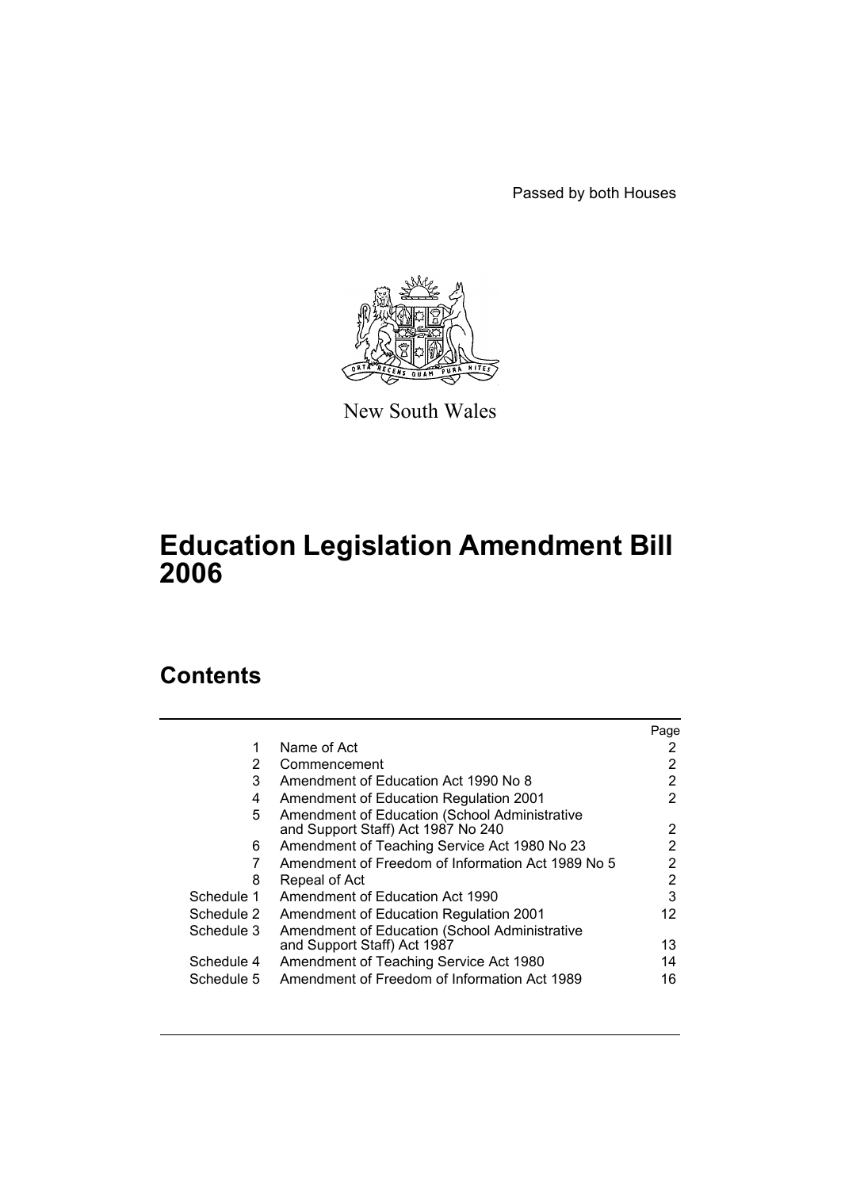Passed by both Houses

New South Wales

# Education Legislation Amendment Bill 2006

## Contents

| | | Page |
|---|---|---|
| 1 | Name of Act | 2 |
| 2 | Commencement | 2 |
| 3 | Amendment of Education Act 1990 No 8 | 2 |
| 4 | Amendment of Education Regulation 2001 | 2 |
| 5 | Amendment of Education (School Administrative and Support Staff) Act 1987 No 240 | 2 |
| 6 | Amendment of Teaching Service Act 1980 No 23 | 2 |
| 7 | Amendment of Freedom of Information Act 1989 No 5 | 2 |
| 8 | Repeal of Act | 2 |
| Schedule 1 | Amendment of Education Act 1990 | 3 |
| Schedule 2 | Amendment of Education Regulation 2001 | 12 |
| Schedule 3 | Amendment of Education (School Administrative and Support Staff) Act 1987 | 13 |
| Schedule 4 | Amendment of Teaching Service Act 1980 | 14 |
| Schedule 5 | Amendment of Freedom of Information Act 1989 | 16 |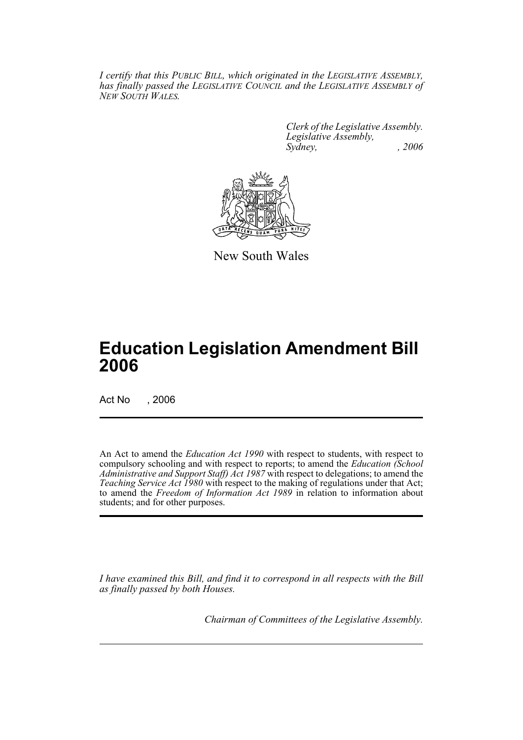*I certify that this PUBLIC BILL, which originated in the LEGISLATIVE ASSEMBLY, has finally passed the LEGISLATIVE COUNCIL and the LEGISLATIVE ASSEMBLY of NEW SOUTH WALES.*

*Clerk of the Legislative Assembly.*
*Legislative Assembly,*
*Sydney, , 2006*

New South Wales

# Education Legislation Amendment Bill 2006

Act No , 2006

An Act to amend the *Education Act 1990* with respect to students, with respect to compulsory schooling and with respect to reports; to amend the *Education (School Administrative and Support Staff) Act 1987* with respect to delegations; to amend the *Teaching Service Act 1980* with respect to the making of regulations under that Act; to amend the *Freedom of Information Act 1989* in relation to information about students; and for other purposes.

*I have examined this Bill, and find it to correspond in all respects with the Bill as finally passed by both Houses.*

*Chairman of Committees of the Legislative Assembly.*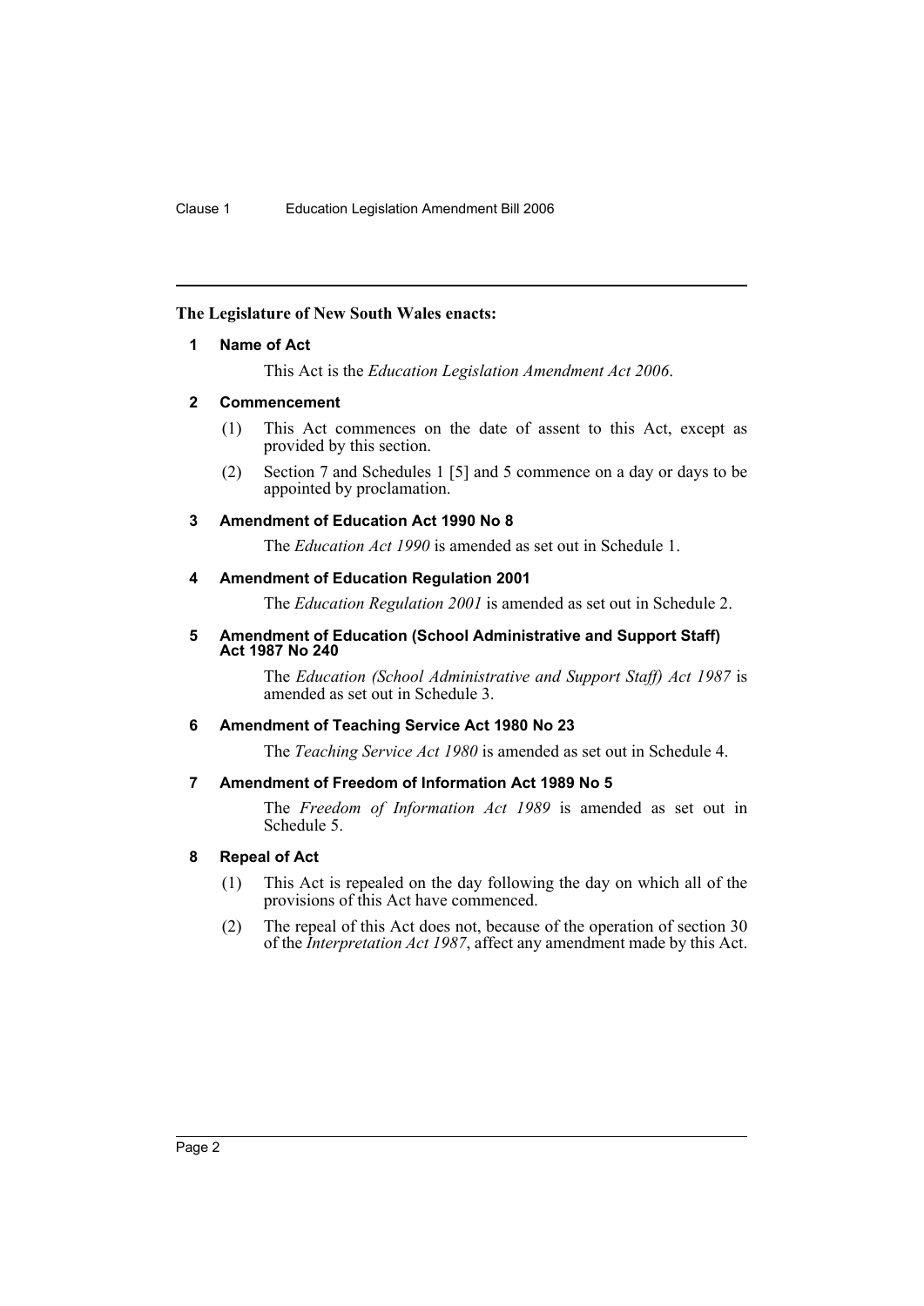**The Legislature of New South Wales enacts:**

## 1 Name of Act

This Act is the *Education Legislation Amendment Act 2006*.

## 2 Commencement

(1) This Act commences on the date of assent to this Act, except as provided by this section.

(2) Section 7 and Schedules 1 [5] and 5 commence on a day or days to be appointed by proclamation.

## 3 Amendment of Education Act 1990 No 8

The *Education Act 1990* is amended as set out in Schedule 1.

## 4 Amendment of Education Regulation 2001

The *Education Regulation 2001* is amended as set out in Schedule 2.

## 5 Amendment of Education (School Administrative and Support Staff) Act 1987 No 240

The *Education (School Administrative and Support Staff) Act 1987* is amended as set out in Schedule 3.

## 6 Amendment of Teaching Service Act 1980 No 23

The *Teaching Service Act 1980* is amended as set out in Schedule 4.

## 7 Amendment of Freedom of Information Act 1989 No 5

The *Freedom of Information Act 1989* is amended as set out in Schedule 5.

## 8 Repeal of Act

(1) This Act is repealed on the day following the day on which all of the provisions of this Act have commenced.

(2) The repeal of this Act does not, because of the operation of section 30 of the *Interpretation Act 1987*, affect any amendment made by this Act.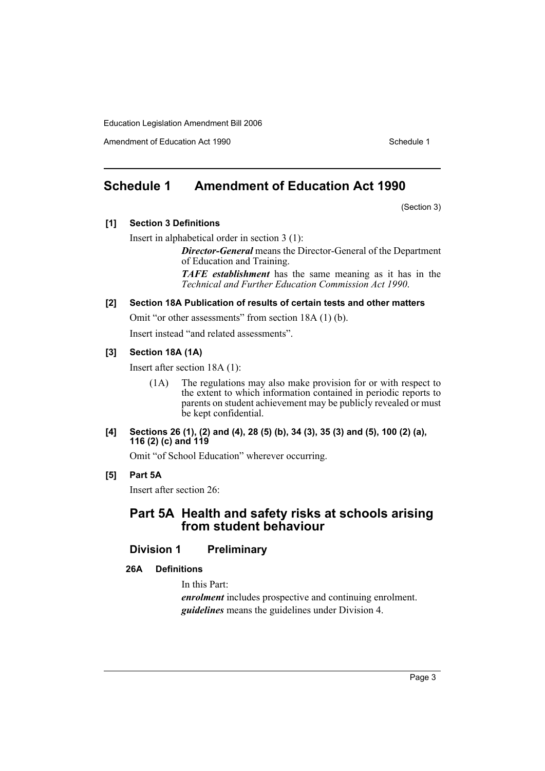# Schedule 1 Amendment of Education Act 1990

(Section 3)

**[1] Section 3 Definitions**

Insert in alphabetical order in section 3 (1):

> ***Director-General*** means the Director-General of the Department of Education and Training.
>
> ***TAFE establishment*** has the same meaning as it has in the *Technical and Further Education Commission Act 1990*.

**[2] Section 18A Publication of results of certain tests and other matters**

Omit "or other assessments" from section 18A (1) (b).

Insert instead "and related assessments".

**[3] Section 18A (1A)**

Insert after section 18A (1):

> (1A) The regulations may also make provision for or with respect to the extent to which information contained in periodic reports to parents on student achievement may be publicly revealed or must be kept confidential.

**[4] Sections 26 (1), (2) and (4), 28 (5) (b), 34 (3), 35 (3) and (5), 100 (2) (a), 116 (2) (c) and 119**

Omit "of School Education" wherever occurring.

**[5] Part 5A**

Insert after section 26:

## Part 5A Health and safety risks at schools arising from student behaviour

### Division 1 Preliminary

#### 26A Definitions

In this Part:

***enrolment*** includes prospective and continuing enrolment.

***guidelines*** means the guidelines under Division 4.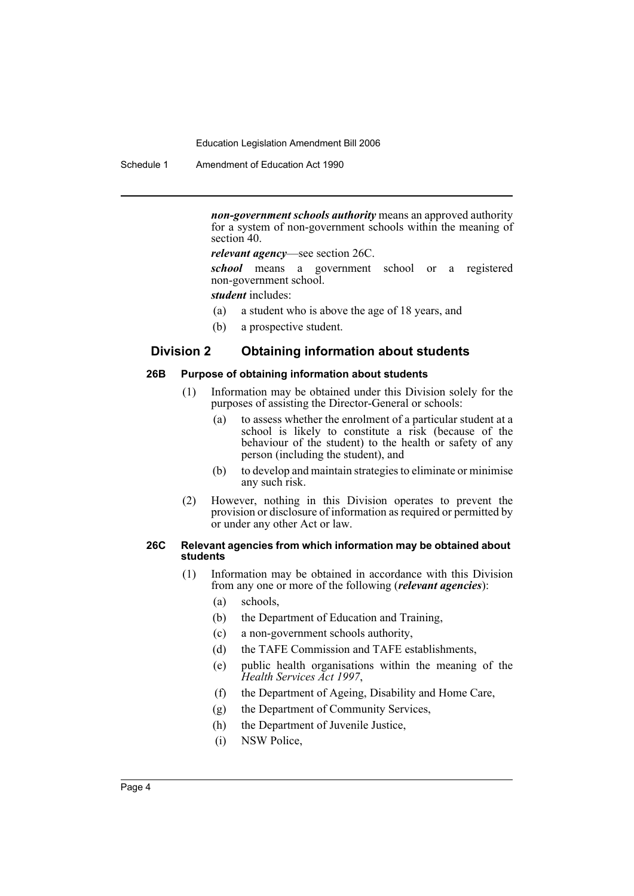***non-government schools authority*** means an approved authority for a system of non-government schools within the meaning of section 40.

***relevant agency***—see section 26C.

***school*** means a government school or a registered non-government school.

***student*** includes:

- (a) a student who is above the age of 18 years, and
- (b) a prospective student.

## Division 2 Obtaining information about students

### 26B Purpose of obtaining information about students

(1) Information may be obtained under this Division solely for the purposes of assisting the Director-General or schools:

- (a) to assess whether the enrolment of a particular student at a school is likely to constitute a risk (because of the behaviour of the student) to the health or safety of any person (including the student), and
- (b) to develop and maintain strategies to eliminate or minimise any such risk.

(2) However, nothing in this Division operates to prevent the provision or disclosure of information as required or permitted by or under any other Act or law.

### 26C Relevant agencies from which information may be obtained about students

(1) Information may be obtained in accordance with this Division from any one or more of the following (***relevant agencies***):

- (a) schools,
- (b) the Department of Education and Training,
- (c) a non-government schools authority,
- (d) the TAFE Commission and TAFE establishments,
- (e) public health organisations within the meaning of the *Health Services Act 1997*,
- (f) the Department of Ageing, Disability and Home Care,
- (g) the Department of Community Services,
- (h) the Department of Juvenile Justice,
- (i) NSW Police,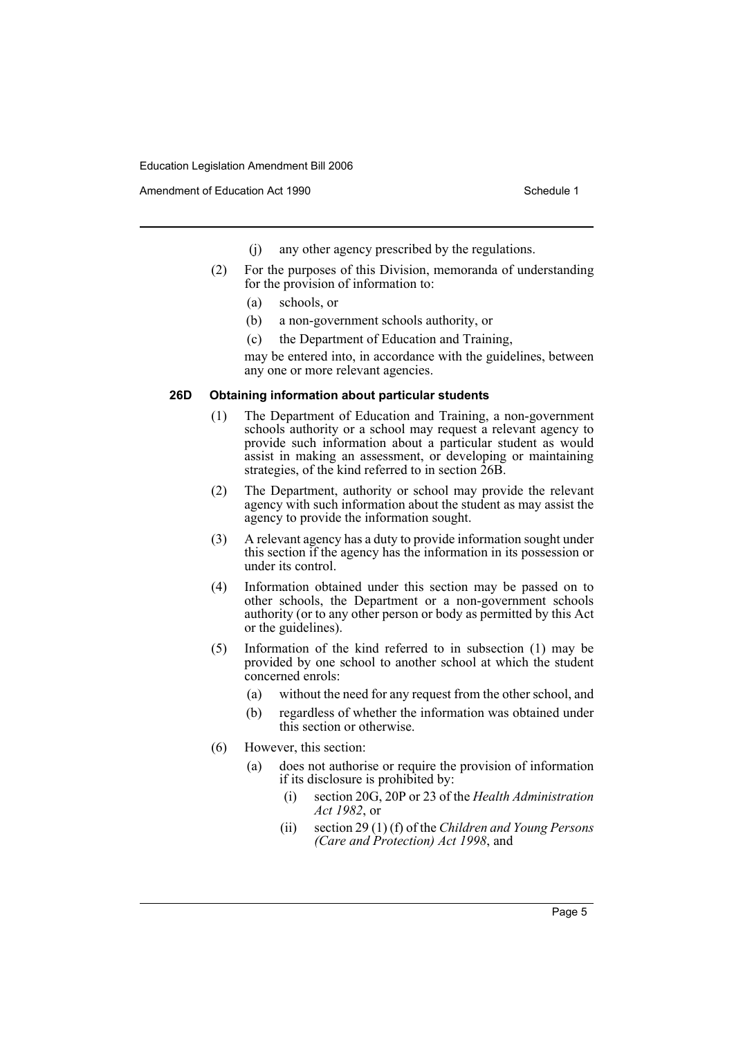(j) any other agency prescribed by the regulations.

(2) For the purposes of this Division, memoranda of understanding for the provision of information to:

(a) schools, or

(b) a non-government schools authority, or

(c) the Department of Education and Training,

may be entered into, in accordance with the guidelines, between any one or more relevant agencies.

#### 26D Obtaining information about particular students

(1) The Department of Education and Training, a non-government schools authority or a school may request a relevant agency to provide such information about a particular student as would assist in making an assessment, or developing or maintaining strategies, of the kind referred to in section 26B.

(2) The Department, authority or school may provide the relevant agency with such information about the student as may assist the agency to provide the information sought.

(3) A relevant agency has a duty to provide information sought under this section if the agency has the information in its possession or under its control.

(4) Information obtained under this section may be passed on to other schools, the Department or a non-government schools authority (or to any other person or body as permitted by this Act or the guidelines).

(5) Information of the kind referred to in subsection (1) may be provided by one school to another school at which the student concerned enrols:

(a) without the need for any request from the other school, and

(b) regardless of whether the information was obtained under this section or otherwise.

(6) However, this section:

(a) does not authorise or require the provision of information if its disclosure is prohibited by:

(i) section 20G, 20P or 23 of the *Health Administration Act 1982*, or

(ii) section 29 (1) (f) of the *Children and Young Persons (Care and Protection) Act 1998*, and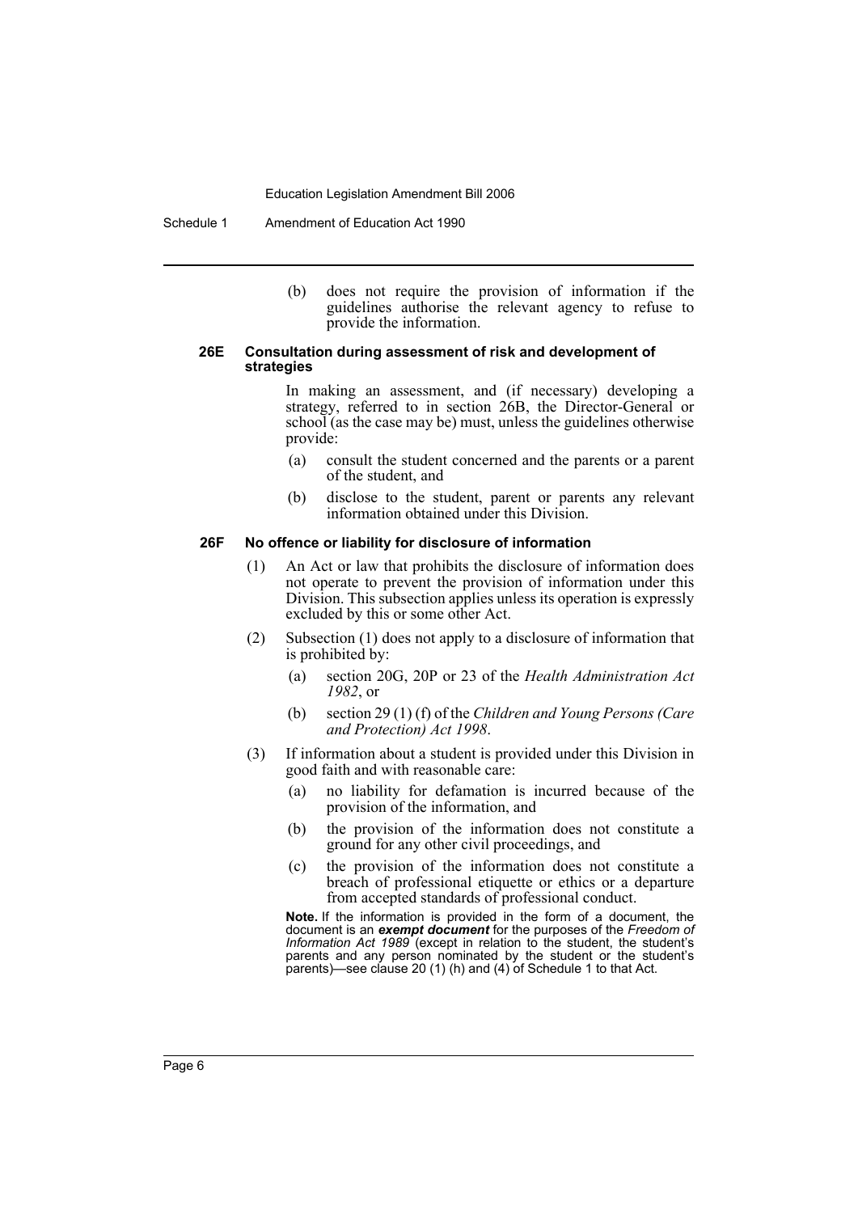(b) does not require the provision of information if the guidelines authorise the relevant agency to refuse to provide the information.

#### 26E Consultation during assessment of risk and development of strategies

In making an assessment, and (if necessary) developing a strategy, referred to in section 26B, the Director-General or school (as the case may be) must, unless the guidelines otherwise provide:

(a) consult the student concerned and the parents or a parent of the student, and

(b) disclose to the student, parent or parents any relevant information obtained under this Division.

#### 26F No offence or liability for disclosure of information

(1) An Act or law that prohibits the disclosure of information does not operate to prevent the provision of information under this Division. This subsection applies unless its operation is expressly excluded by this or some other Act.

(2) Subsection (1) does not apply to a disclosure of information that is prohibited by:

(a) section 20G, 20P or 23 of the *Health Administration Act 1982*, or

(b) section 29 (1) (f) of the *Children and Young Persons (Care and Protection) Act 1998*.

(3) If information about a student is provided under this Division in good faith and with reasonable care:

(a) no liability for defamation is incurred because of the provision of the information, and

(b) the provision of the information does not constitute a ground for any other civil proceedings, and

(c) the provision of the information does not constitute a breach of professional etiquette or ethics or a departure from accepted standards of professional conduct.

**Note.** If the information is provided in the form of a document, the document is an ***exempt document*** for the purposes of the *Freedom of Information Act 1989* (except in relation to the student, the student's parents and any person nominated by the student or the student's parents)—see clause 20 (1) (h) and (4) of Schedule 1 to that Act.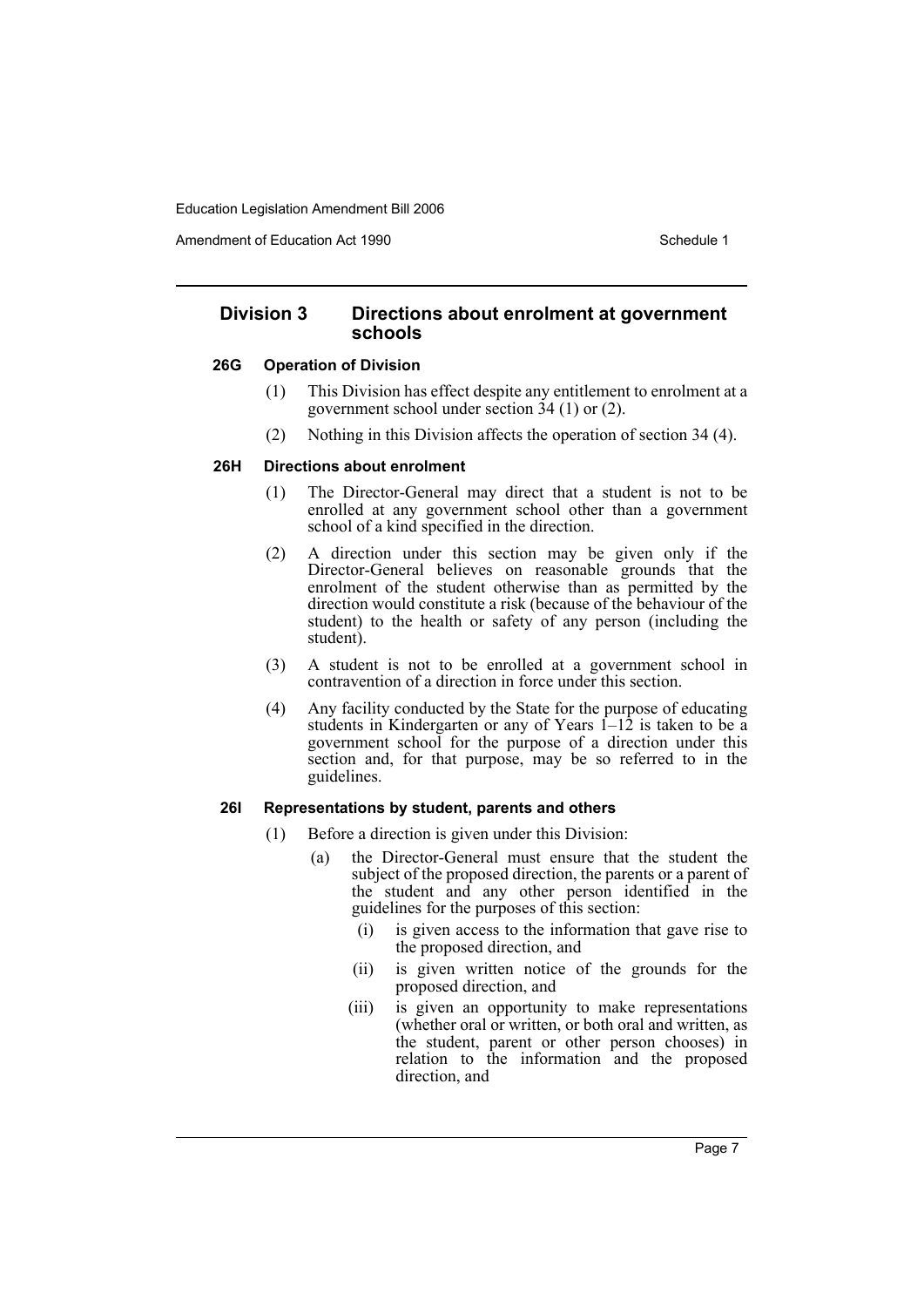## Division 3 Directions about enrolment at government schools

### 26G Operation of Division

(1) This Division has effect despite any entitlement to enrolment at a government school under section 34 (1) or (2).

(2) Nothing in this Division affects the operation of section 34 (4).

### 26H Directions about enrolment

(1) The Director-General may direct that a student is not to be enrolled at any government school other than a government school of a kind specified in the direction.

(2) A direction under this section may be given only if the Director-General believes on reasonable grounds that the enrolment of the student otherwise than as permitted by the direction would constitute a risk (because of the behaviour of the student) to the health or safety of any person (including the student).

(3) A student is not to be enrolled at a government school in contravention of a direction in force under this section.

(4) Any facility conducted by the State for the purpose of educating students in Kindergarten or any of Years 1–12 is taken to be a government school for the purpose of a direction under this section and, for that purpose, may be so referred to in the guidelines.

### 26I Representations by student, parents and others

(1) Before a direction is given under this Division:

- (a) the Director-General must ensure that the student the subject of the proposed direction, the parents or a parent of the student and any other person identified in the guidelines for the purposes of this section:
  - (i) is given access to the information that gave rise to the proposed direction, and
  - (ii) is given written notice of the grounds for the proposed direction, and
  - (iii) is given an opportunity to make representations (whether oral or written, or both oral and written, as the student, parent or other person chooses) in relation to the information and the proposed direction, and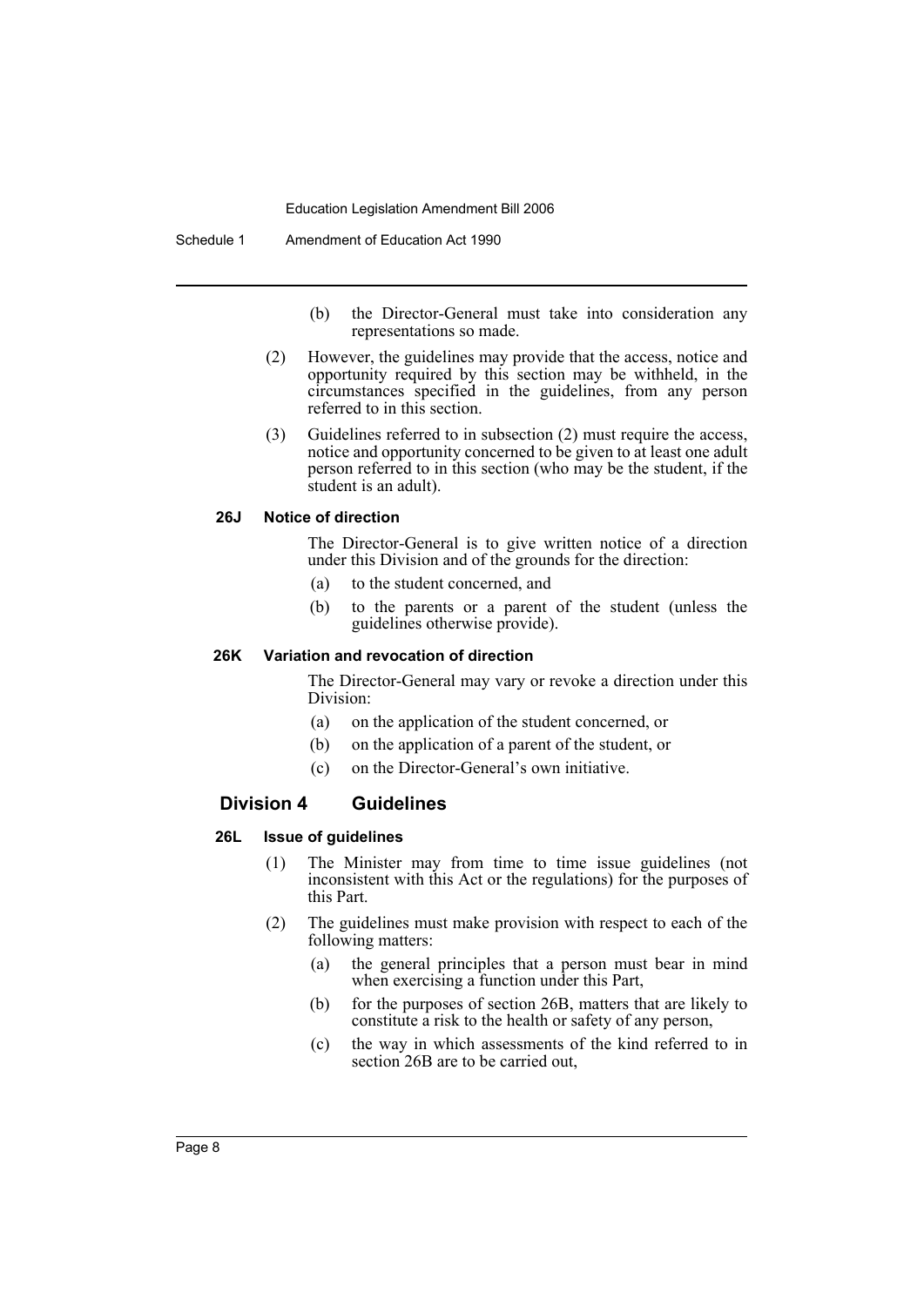(b) the Director-General must take into consideration any representations so made.

(2) However, the guidelines may provide that the access, notice and opportunity required by this section may be withheld, in the circumstances specified in the guidelines, from any person referred to in this section.

(3) Guidelines referred to in subsection (2) must require the access, notice and opportunity concerned to be given to at least one adult person referred to in this section (who may be the student, if the student is an adult).

#### 26J Notice of direction

The Director-General is to give written notice of a direction under this Division and of the grounds for the direction:

(a) to the student concerned, and

(b) to the parents or a parent of the student (unless the guidelines otherwise provide).

#### 26K Variation and revocation of direction

The Director-General may vary or revoke a direction under this Division:

(a) on the application of the student concerned, or

(b) on the application of a parent of the student, or

(c) on the Director-General's own initiative.

### Division 4 Guidelines

#### 26L Issue of guidelines

(1) The Minister may from time to time issue guidelines (not inconsistent with this Act or the regulations) for the purposes of this Part.

(2) The guidelines must make provision with respect to each of the following matters:

(a) the general principles that a person must bear in mind when exercising a function under this Part,

(b) for the purposes of section 26B, matters that are likely to constitute a risk to the health or safety of any person,

(c) the way in which assessments of the kind referred to in section 26B are to be carried out,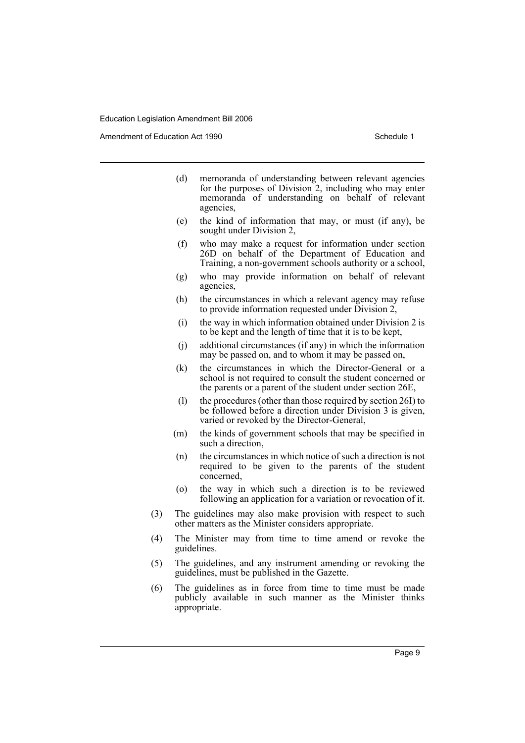(d) memoranda of understanding between relevant agencies for the purposes of Division 2, including who may enter memoranda of understanding on behalf of relevant agencies,

(e) the kind of information that may, or must (if any), be sought under Division 2,

(f) who may make a request for information under section 26D on behalf of the Department of Education and Training, a non-government schools authority or a school,

(g) who may provide information on behalf of relevant agencies,

(h) the circumstances in which a relevant agency may refuse to provide information requested under Division 2,

(i) the way in which information obtained under Division 2 is to be kept and the length of time that it is to be kept,

(j) additional circumstances (if any) in which the information may be passed on, and to whom it may be passed on,

(k) the circumstances in which the Director-General or a school is not required to consult the student concerned or the parents or a parent of the student under section 26E,

(l) the procedures (other than those required by section 26I) to be followed before a direction under Division 3 is given, varied or revoked by the Director-General,

(m) the kinds of government schools that may be specified in such a direction,

(n) the circumstances in which notice of such a direction is not required to be given to the parents of the student concerned,

(o) the way in which such a direction is to be reviewed following an application for a variation or revocation of it.

(3) The guidelines may also make provision with respect to such other matters as the Minister considers appropriate.

(4) The Minister may from time to time amend or revoke the guidelines.

(5) The guidelines, and any instrument amending or revoking the guidelines, must be published in the Gazette.

(6) The guidelines as in force from time to time must be made publicly available in such manner as the Minister thinks appropriate.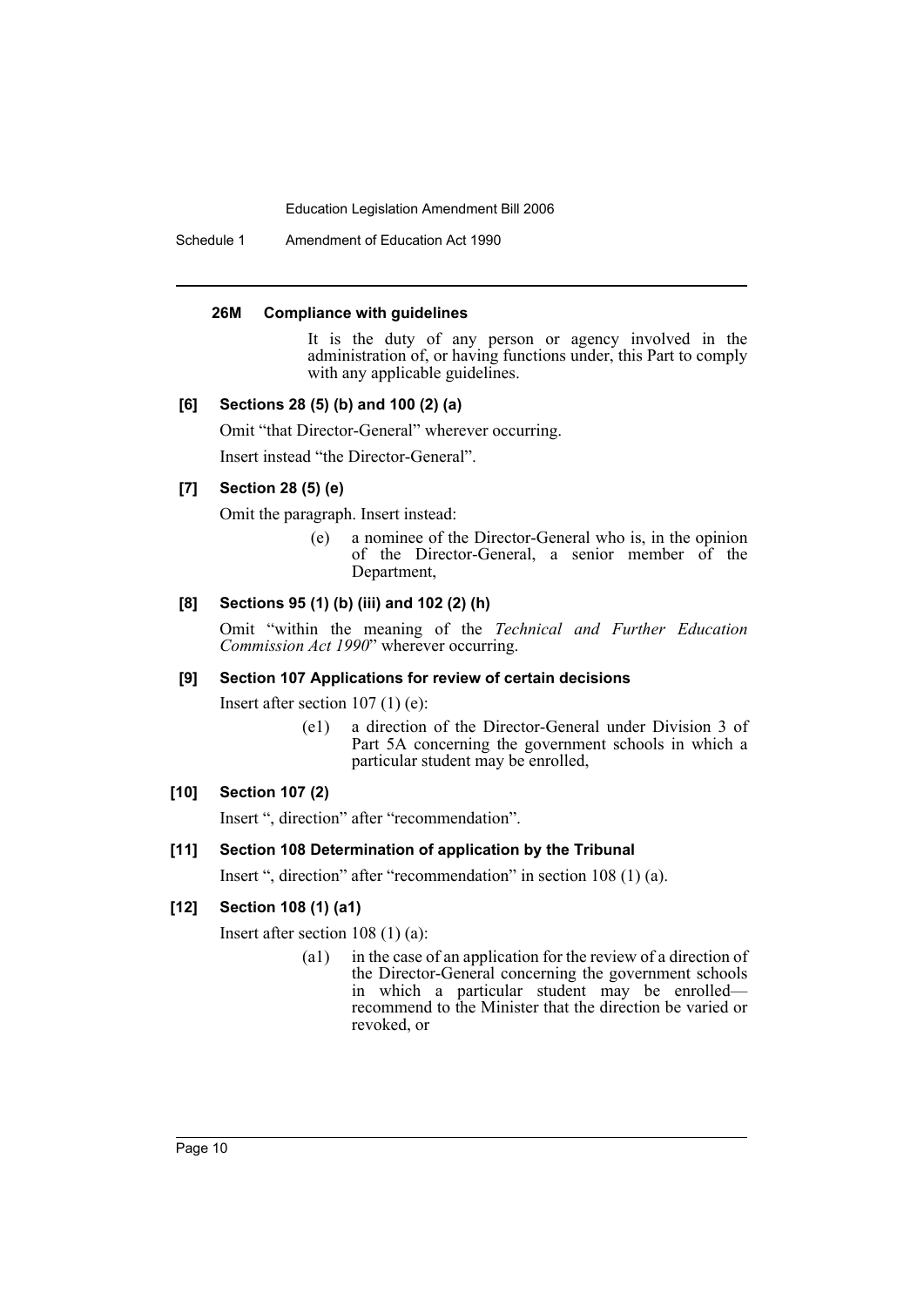#### 26M Compliance with guidelines

It is the duty of any person or agency involved in the administration of, or having functions under, this Part to comply with any applicable guidelines.

#### [6] Sections 28 (5) (b) and 100 (2) (a)

Omit "that Director-General" wherever occurring.

Insert instead "the Director-General".

#### [7] Section 28 (5) (e)

Omit the paragraph. Insert instead:

> (e) a nominee of the Director-General who is, in the opinion of the Director-General, a senior member of the Department,

#### [8] Sections 95 (1) (b) (iii) and 102 (2) (h)

Omit "within the meaning of the *Technical and Further Education Commission Act 1990*" wherever occurring.

#### [9] Section 107 Applications for review of certain decisions

Insert after section 107 (1) (e):

> (e1) a direction of the Director-General under Division 3 of Part 5A concerning the government schools in which a particular student may be enrolled,

#### [10] Section 107 (2)

Insert ", direction" after "recommendation".

#### [11] Section 108 Determination of application by the Tribunal

Insert ", direction" after "recommendation" in section 108 (1) (a).

#### [12] Section 108 (1) (a1)

Insert after section 108 (1) (a):

> (a1) in the case of an application for the review of a direction of the Director-General concerning the government schools in which a particular student may be enrolled—recommend to the Minister that the direction be varied or revoked, or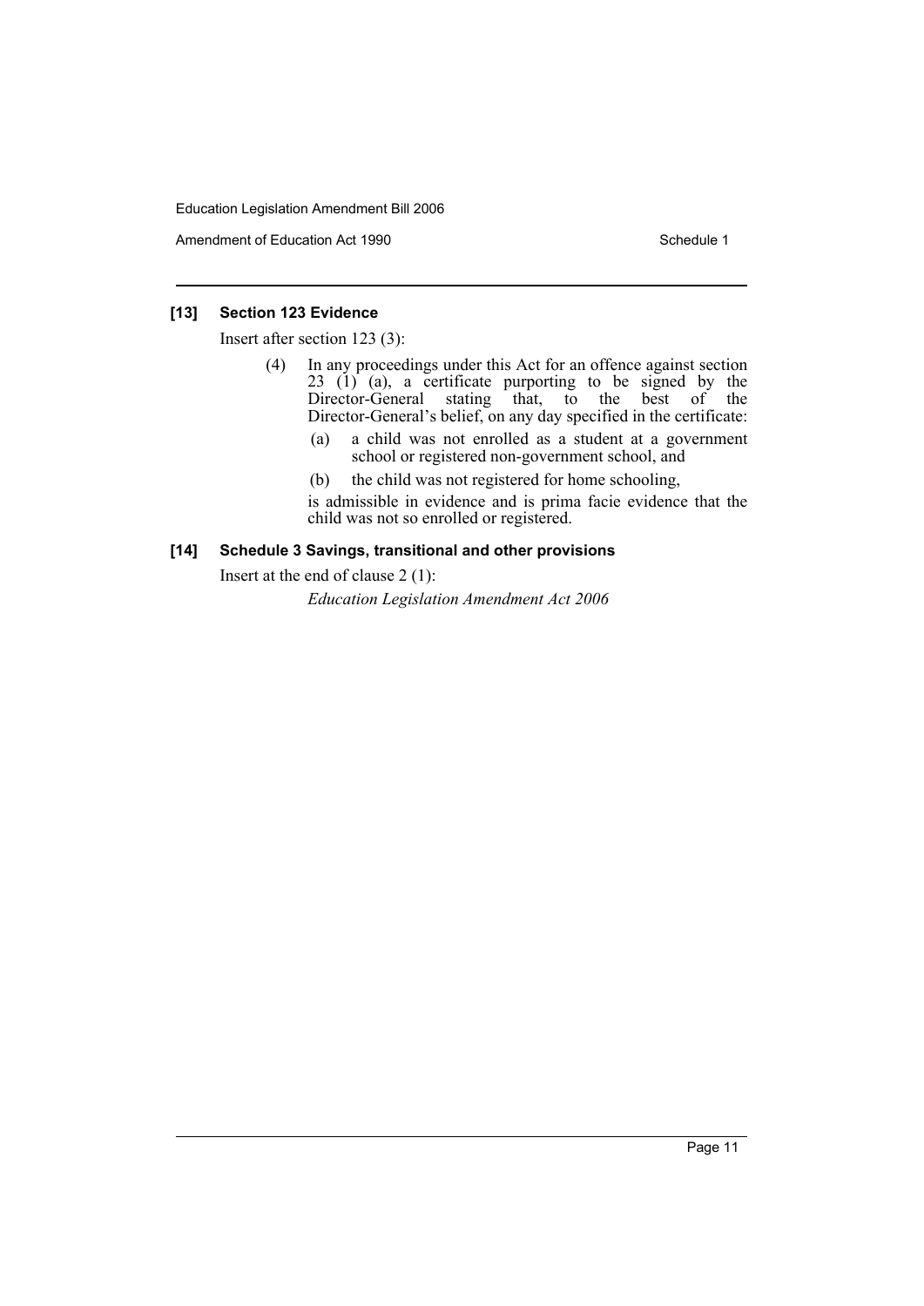### [13] Section 123 Evidence

Insert after section 123 (3):

> (4) In any proceedings under this Act for an offence against section 23 (1) (a), a certificate purporting to be signed by the Director-General stating that, to the best of the Director-General's belief, on any day specified in the certificate:
>
> (a) a child was not enrolled as a student at a government school or registered non-government school, and
>
> (b) the child was not registered for home schooling,
>
> is admissible in evidence and is prima facie evidence that the child was not so enrolled or registered.

### [14] Schedule 3 Savings, transitional and other provisions

Insert at the end of clause 2 (1):

> *Education Legislation Amendment Act 2006*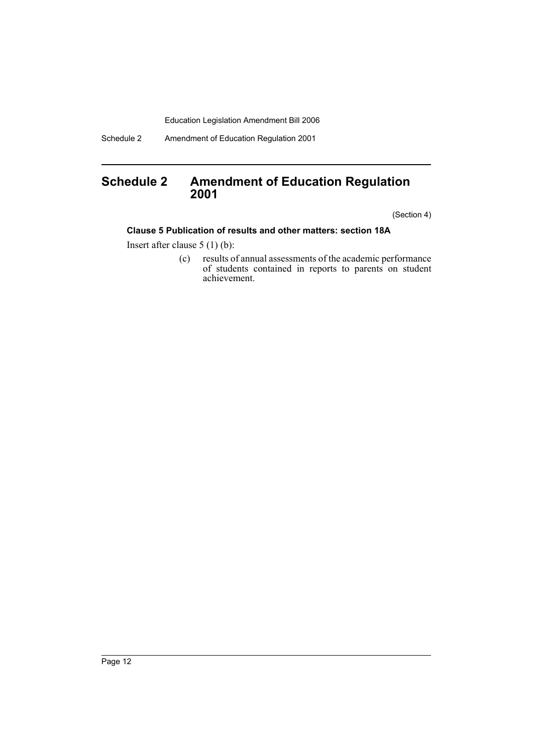# Schedule 2 Amendment of Education Regulation 2001

(Section 4)

### Clause 5 Publication of results and other matters: section 18A

Insert after clause 5 (1) (b):

(c) results of annual assessments of the academic performance of students contained in reports to parents on student achievement.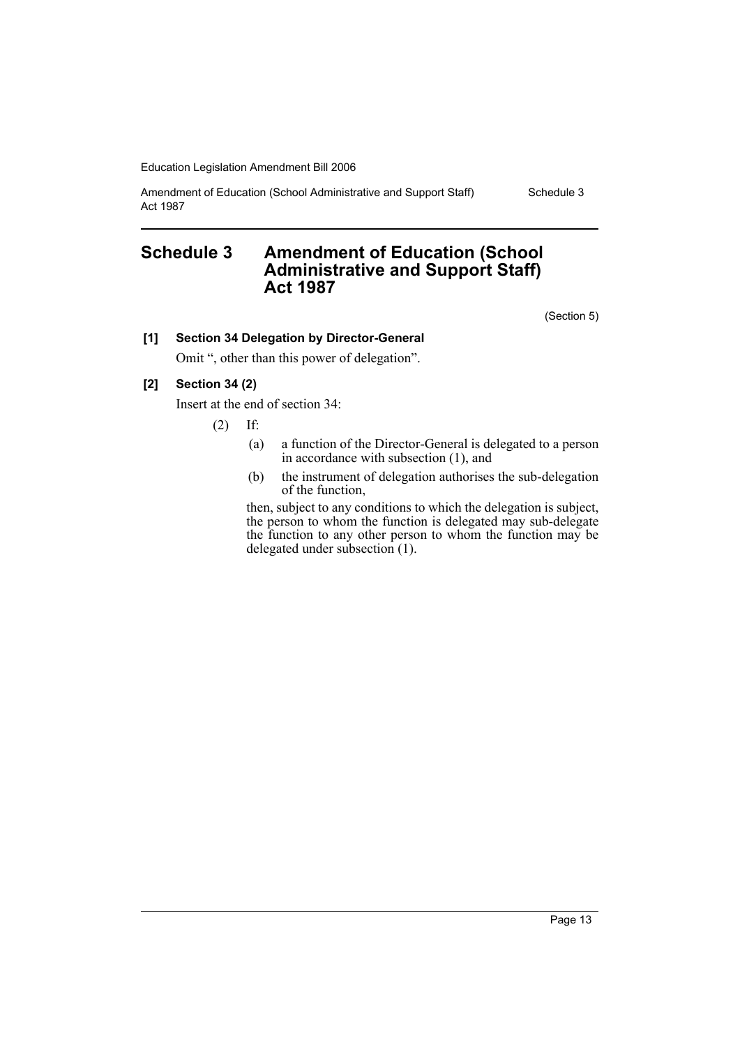# Schedule 3 Amendment of Education (School Administrative and Support Staff) Act 1987

(Section 5)

**[1] Section 34 Delegation by Director-General**

Omit ", other than this power of delegation".

**[2] Section 34 (2)**

Insert at the end of section 34:

(2) If:

(a) a function of the Director-General is delegated to a person in accordance with subsection (1), and

(b) the instrument of delegation authorises the sub-delegation of the function,

then, subject to any conditions to which the delegation is subject, the person to whom the function is delegated may sub-delegate the function to any other person to whom the function may be delegated under subsection (1).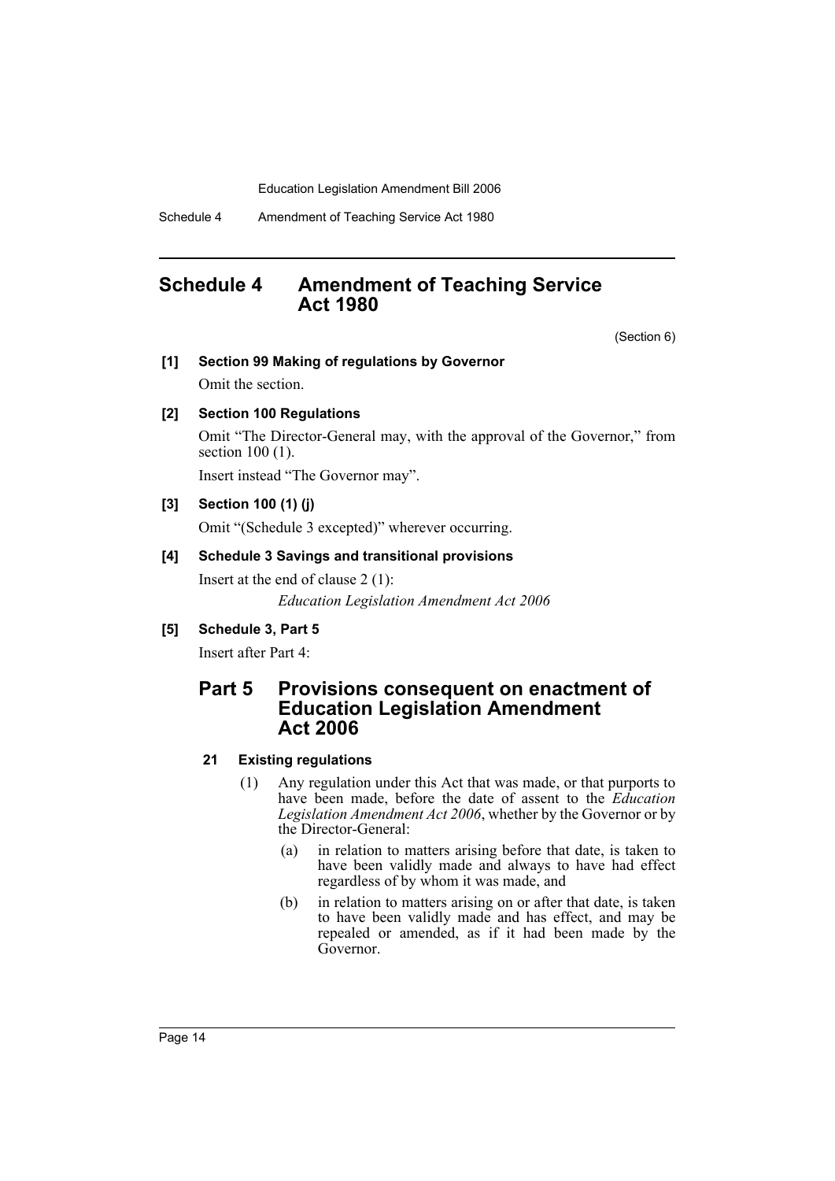## Schedule 4 Amendment of Teaching Service Act 1980

(Section 6)

**[1] Section 99 Making of regulations by Governor**

Omit the section.

**[2] Section 100 Regulations**

Omit "The Director-General may, with the approval of the Governor," from section 100 (1).

Insert instead "The Governor may".

**[3] Section 100 (1) (j)**

Omit "(Schedule 3 excepted)" wherever occurring.

**[4] Schedule 3 Savings and transitional provisions**

Insert at the end of clause 2 (1):

*Education Legislation Amendment Act 2006*

**[5] Schedule 3, Part 5**

Insert after Part 4:

### Part 5 Provisions consequent on enactment of Education Legislation Amendment Act 2006

**21 Existing regulations**

(1) Any regulation under this Act that was made, or that purports to have been made, before the date of assent to the *Education Legislation Amendment Act 2006*, whether by the Governor or by the Director-General:

(a) in relation to matters arising before that date, is taken to have been validly made and always to have had effect regardless of by whom it was made, and

(b) in relation to matters arising on or after that date, is taken to have been validly made and has effect, and may be repealed or amended, as if it had been made by the Governor.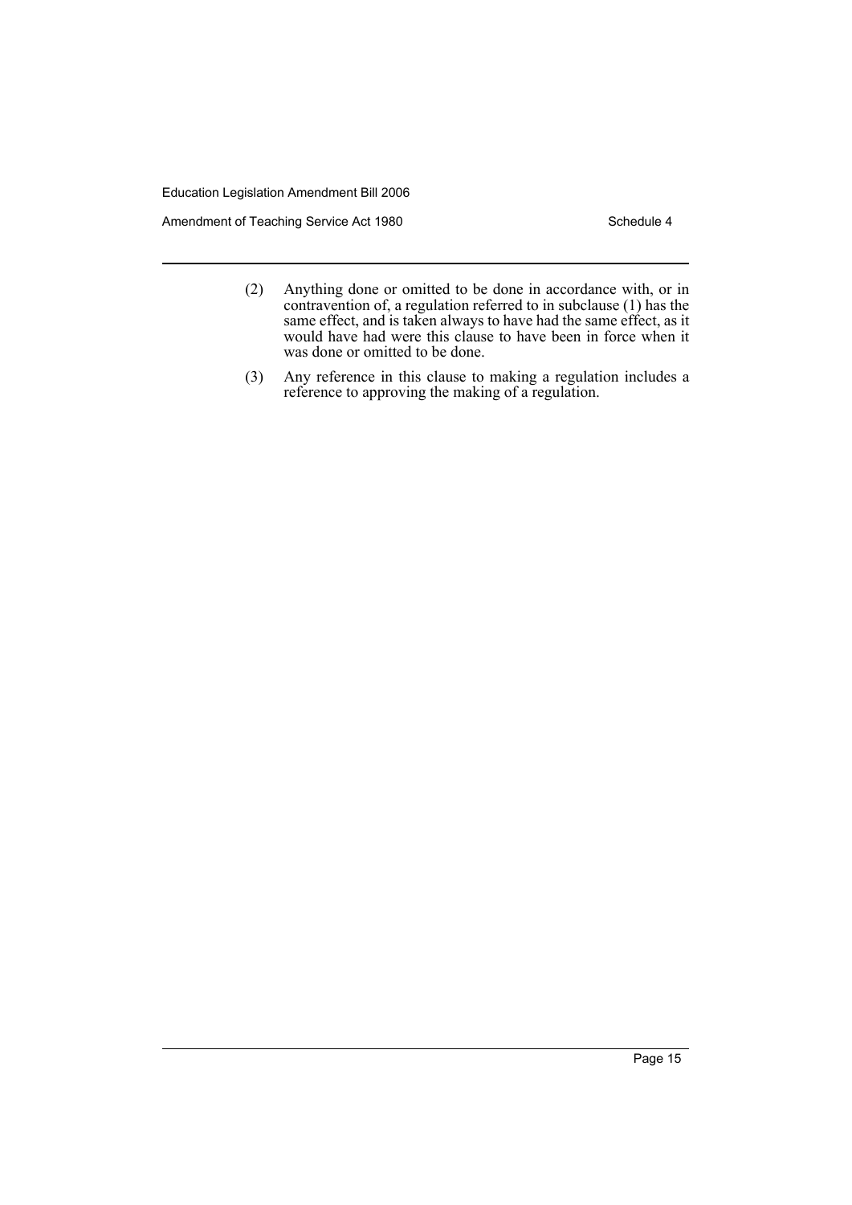(2) Anything done or omitted to be done in accordance with, or in contravention of, a regulation referred to in subclause (1) has the same effect, and is taken always to have had the same effect, as it would have had were this clause to have been in force when it was done or omitted to be done.

(3) Any reference in this clause to making a regulation includes a reference to approving the making of a regulation.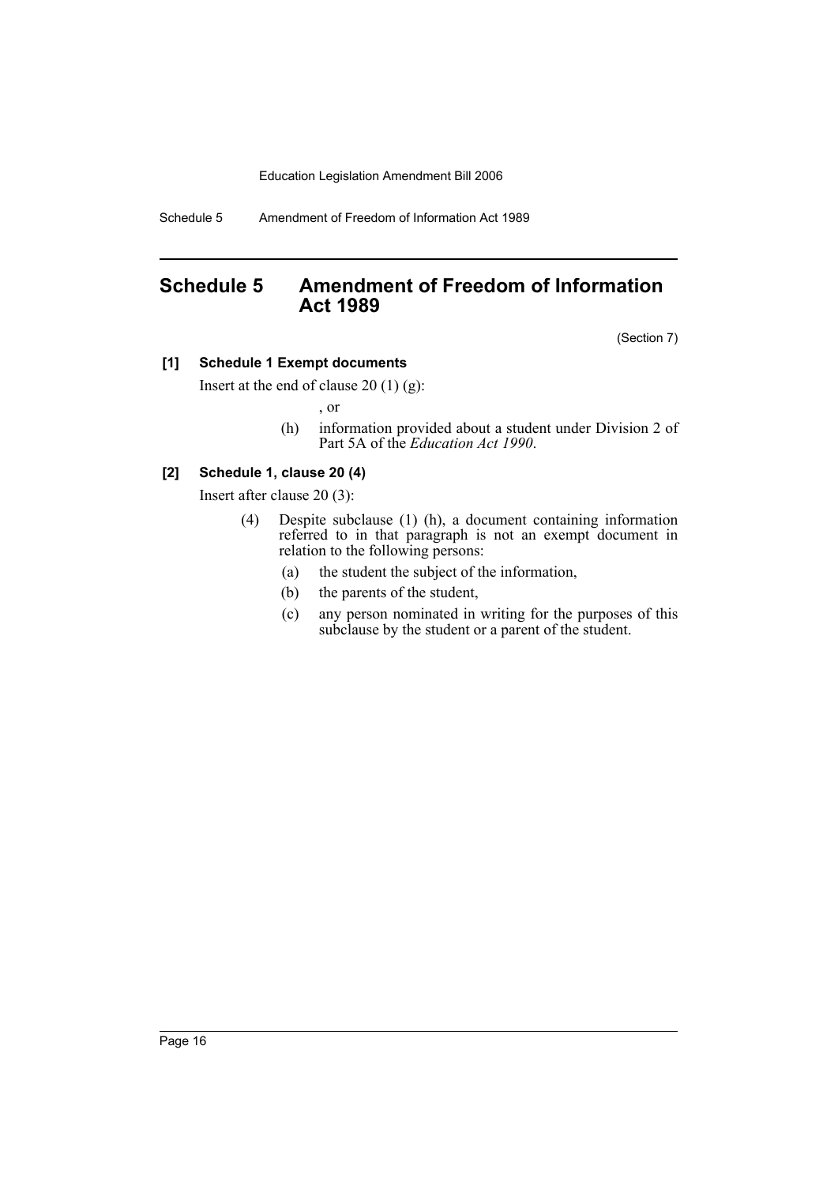## Schedule 5 Amendment of Freedom of Information Act 1989

(Section 7)

**[1] Schedule 1 Exempt documents**

Insert at the end of clause 20 (1) (g):

, or

(h) information provided about a student under Division 2 of Part 5A of the *Education Act 1990*.

**[2] Schedule 1, clause 20 (4)**

Insert after clause 20 (3):

(4) Despite subclause (1) (h), a document containing information referred to in that paragraph is not an exempt document in relation to the following persons:

(a) the student the subject of the information,

(b) the parents of the student,

(c) any person nominated in writing for the purposes of this subclause by the student or a parent of the student.